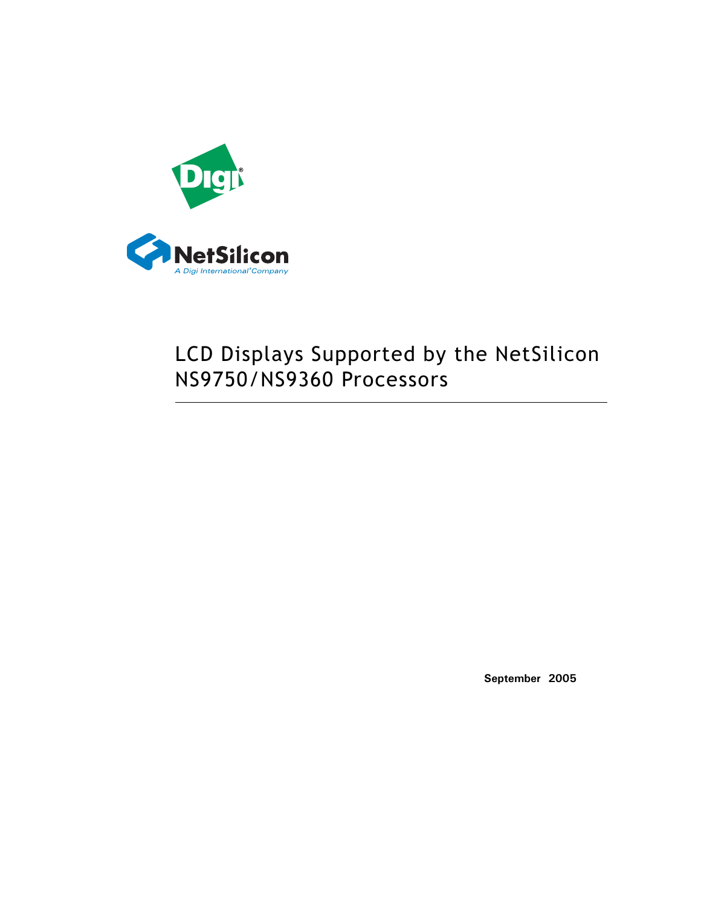Digi®

NetSilicon
A Digi International® Company

# LCD Displays Supported by the NetSilicon NS9750/NS9360 Processors

**September 2005**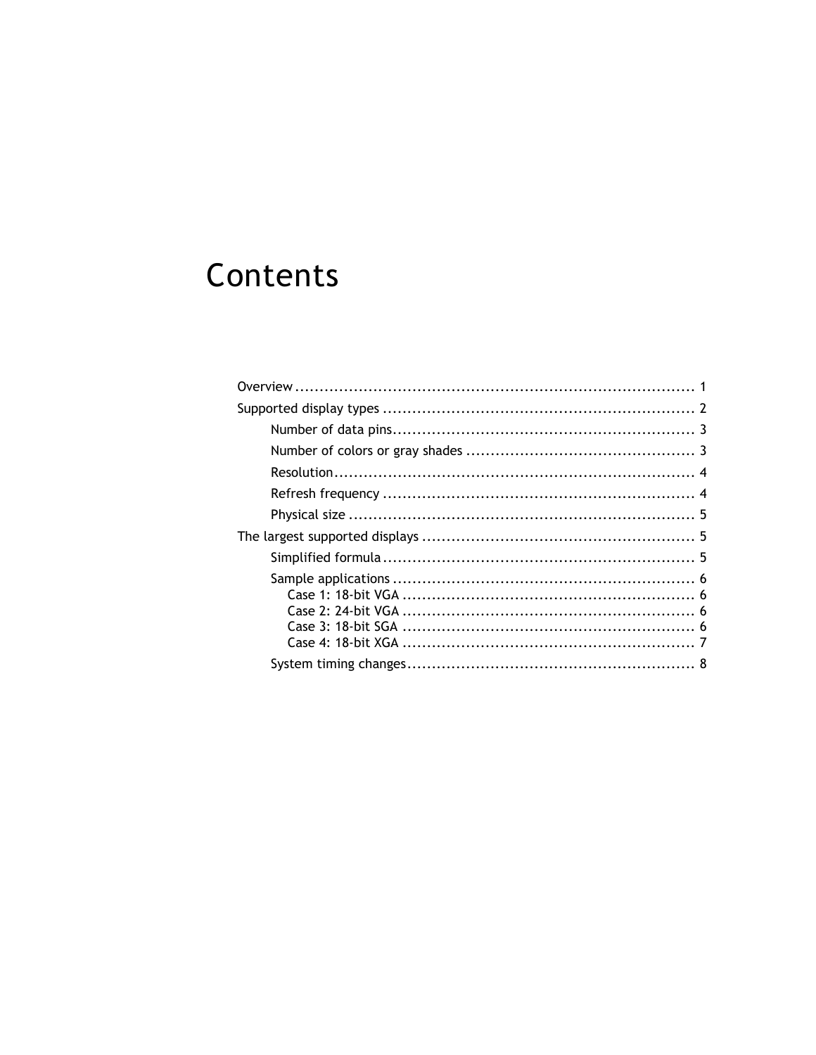# Contents

Overview .................................................................................. 1

Supported display types ................................................................ 2

- Number of data pins ............................................................. 3
- Number of colors or gray shades ............................................... 3
- Resolution ......................................................................... 4
- Refresh frequency ................................................................ 4
- Physical size ....................................................................... 5

The largest supported displays ........................................................ 5

- Simplified formula ................................................................ 5
- Sample applications .............................................................. 6
  - Case 1: 18-bit VGA ............................................................ 6
  - Case 2: 24-bit VGA ............................................................ 6
  - Case 3: 18-bit SGA ............................................................ 6
  - Case 4: 18-bit XGA ............................................................ 7
- System timing changes ........................................................... 8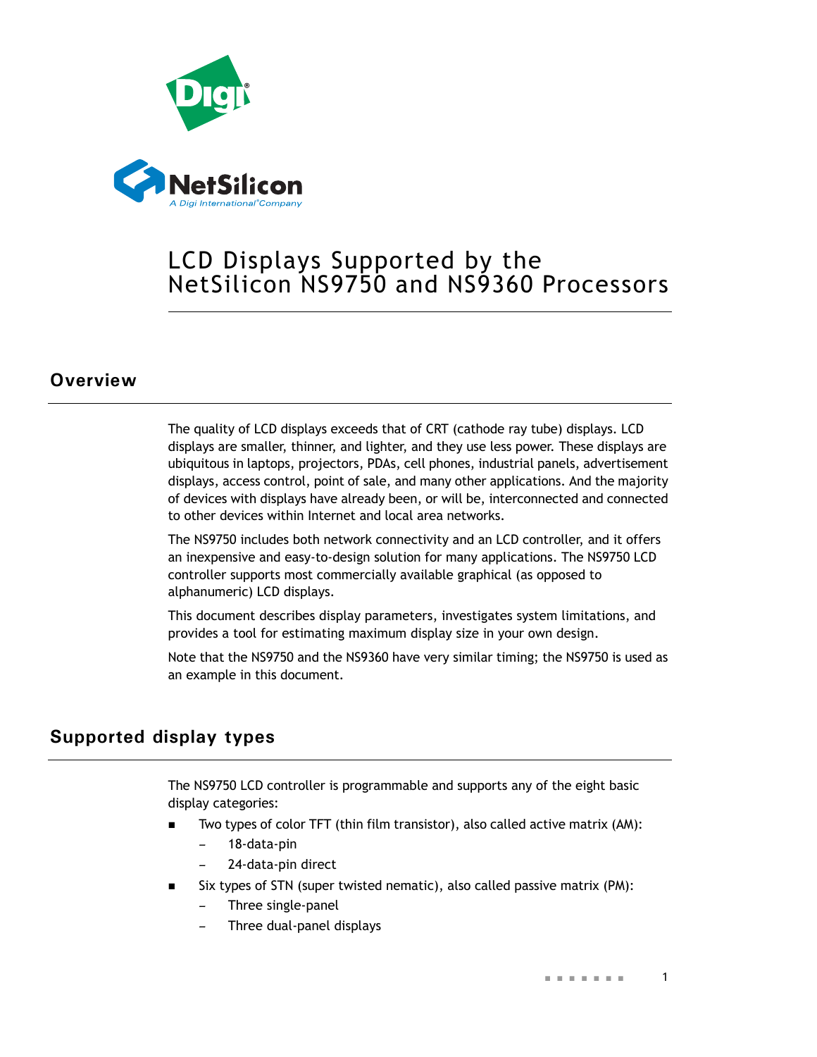# LCD Displays Supported by the NetSilicon NS9750 and NS9360 Processors

## Overview

The quality of LCD displays exceeds that of CRT (cathode ray tube) displays. LCD displays are smaller, thinner, and lighter, and they use less power. These displays are ubiquitous in laptops, projectors, PDAs, cell phones, industrial panels, advertisement displays, access control, point of sale, and many other applications. And the majority of devices with displays have already been, or will be, interconnected and connected to other devices within Internet and local area networks.

The NS9750 includes both network connectivity and an LCD controller, and it offers an inexpensive and easy-to-design solution for many applications. The NS9750 LCD controller supports most commercially available graphical (as opposed to alphanumeric) LCD displays.

This document describes display parameters, investigates system limitations, and provides a tool for estimating maximum display size in your own design.

Note that the NS9750 and the NS9360 have very similar timing; the NS9750 is used as an example in this document.

## Supported display types

The NS9750 LCD controller is programmable and supports any of the eight basic display categories:

- Two types of color TFT (thin film transistor), also called active matrix (AM):
  - 18-data-pin
  - 24-data-pin direct
- Six types of STN (super twisted nematic), also called passive matrix (PM):
  - Three single-panel
  - Three dual-panel displays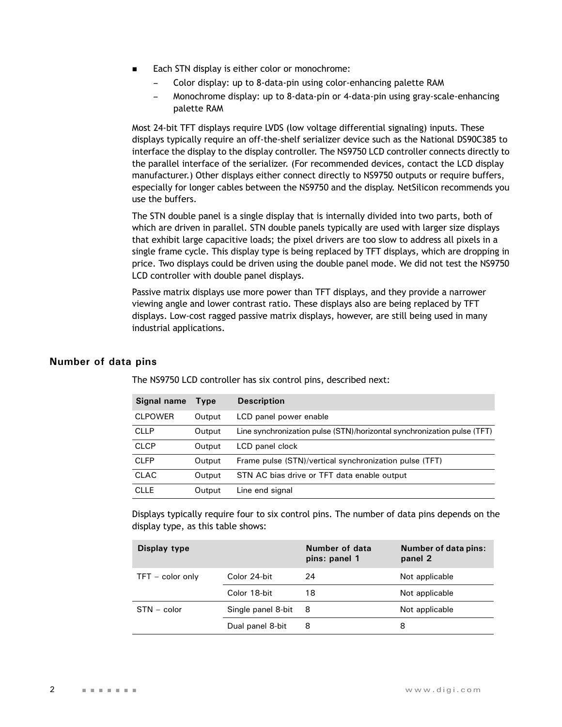- Each STN display is either color or monochrome:
  - Color display: up to 8-data-pin using color-enhancing palette RAM
  - Monochrome display: up to 8-data-pin or 4-data-pin using gray-scale-enhancing palette RAM

Most 24-bit TFT displays require LVDS (low voltage differential signaling) inputs. These displays typically require an off-the-shelf serializer device such as the National DS90C385 to interface the display to the display controller. The NS9750 LCD controller connects directly to the parallel interface of the serializer. (For recommended devices, contact the LCD display manufacturer.) Other displays either connect directly to NS9750 outputs or require buffers, especially for longer cables between the NS9750 and the display. NetSilicon recommends you use the buffers.

The STN double panel is a single display that is internally divided into two parts, both of which are driven in parallel. STN double panels typically are used with larger size displays that exhibit large capacitive loads; the pixel drivers are too slow to address all pixels in a single frame cycle. This display type is being replaced by TFT displays, which are dropping in price. Two displays could be driven using the double panel mode. We did not test the NS9750 LCD controller with double panel displays.

Passive matrix displays use more power than TFT displays, and they provide a narrower viewing angle and lower contrast ratio. These displays also are being replaced by TFT displays. Low-cost ragged passive matrix displays, however, are still being used in many industrial applications.

## Number of data pins

The NS9750 LCD controller has six control pins, described next:

| Signal name | Type | Description |
|---|---|---|
| CLPOWER | Output | LCD panel power enable |
| CLLP | Output | Line synchronization pulse (STN)/horizontal synchronization pulse (TFT) |
| CLCP | Output | LCD panel clock |
| CLFP | Output | Frame pulse (STN)/vertical synchronization pulse (TFT) |
| CLAC | Output | STN AC bias drive or TFT data enable output |
| CLLE | Output | Line end signal |

Displays typically require four to six control pins. The number of data pins depends on the display type, as this table shows:

| Display type | | Number of data pins: panel 1 | Number of data pins: panel 2 |
|---|---|---|---|
| TFT – color only | Color 24-bit | 24 | Not applicable |
| | Color 18-bit | 18 | Not applicable |
| STN – color | Single panel 8-bit | 8 | Not applicable |
| | Dual panel 8-bit | 8 | 8 |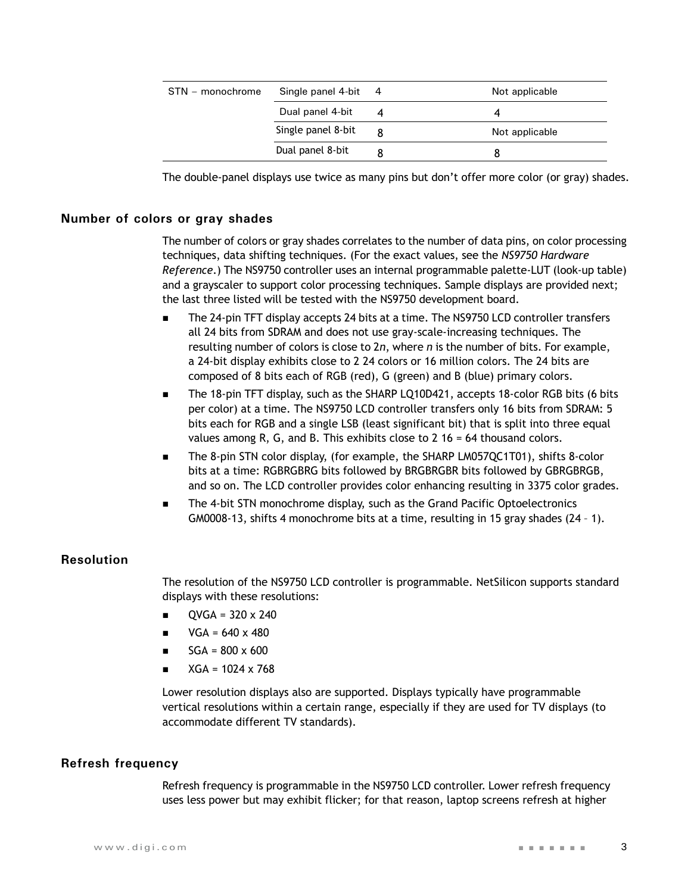| | | | |
|---|---|---|---|
| STN – monochrome | Single panel 4-bit | 4 | Not applicable |
| | Dual panel 4-bit | 4 | 4 |
| | Single panel 8-bit | 8 | Not applicable |
| | Dual panel 8-bit | 8 | 8 |

The double-panel displays use twice as many pins but don't offer more color (or gray) shades.

### Number of colors or gray shades

The number of colors or gray shades correlates to the number of data pins, on color processing techniques, data shifting techniques. (For the exact values, see the *NS9750 Hardware Reference*.) The NS9750 controller uses an internal programmable palette-LUT (look-up table) and a grayscaler to support color processing techniques. Sample displays are provided next; the last three listed will be tested with the NS9750 development board.

- The 24-pin TFT display accepts 24 bits at a time. The NS9750 LCD controller transfers all 24 bits from SDRAM and does not use gray-scale-increasing techniques. The resulting number of colors is close to 2*n*, where *n* is the number of bits. For example, a 24-bit display exhibits close to 2 24 colors or 16 million colors. The 24 bits are composed of 8 bits each of RGB (red), G (green) and B (blue) primary colors.
- The 18-pin TFT display, such as the SHARP LQ10D421, accepts 18-color RGB bits (6 bits per color) at a time. The NS9750 LCD controller transfers only 16 bits from SDRAM: 5 bits each for RGB and a single LSB (least significant bit) that is split into three equal values among R, G, and B. This exhibits close to 2 16 = 64 thousand colors.
- The 8-pin STN color display, (for example, the SHARP LM057QC1T01), shifts 8-color bits at a time: RGBRGBRG bits followed by BRGBRGBR bits followed by GBRGBRGB, and so on. The LCD controller provides color enhancing resulting in 3375 color grades.
- The 4-bit STN monochrome display, such as the Grand Pacific Optoelectronics GM0008-13, shifts 4 monochrome bits at a time, resulting in 15 gray shades (24 – 1).

### Resolution

The resolution of the NS9750 LCD controller is programmable. NetSilicon supports standard displays with these resolutions:

- QVGA = 320 x 240
- VGA = 640 x 480
- SGA = 800 x 600
- XGA = 1024 x 768

Lower resolution displays also are supported. Displays typically have programmable vertical resolutions within a certain range, especially if they are used for TV displays (to accommodate different TV standards).

### Refresh frequency

Refresh frequency is programmable in the NS9750 LCD controller. Lower refresh frequency uses less power but may exhibit flicker; for that reason, laptop screens refresh at higher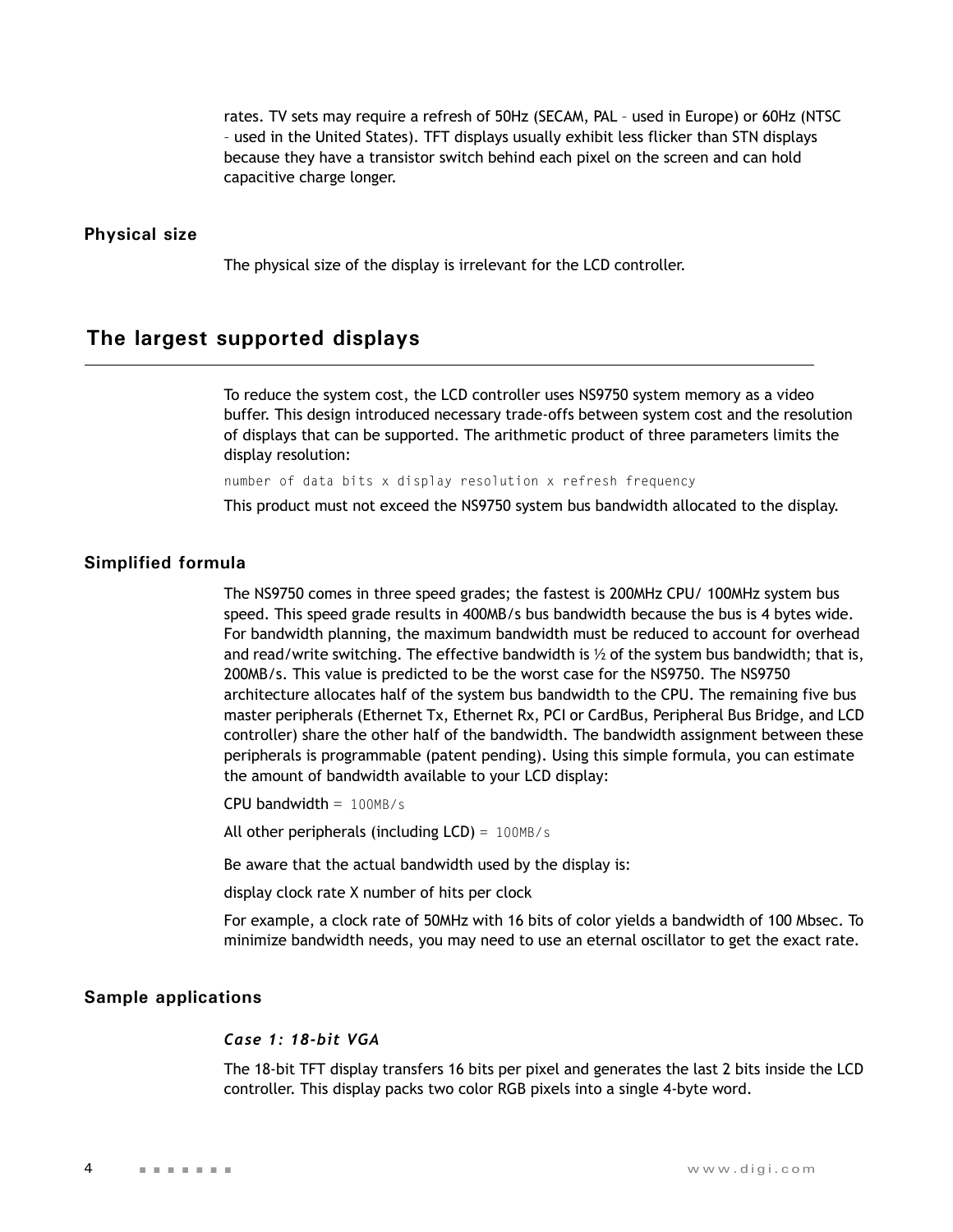rates. TV sets may require a refresh of 50Hz (SECAM, PAL – used in Europe) or 60Hz (NTSC – used in the United States). TFT displays usually exhibit less flicker than STN displays because they have a transistor switch behind each pixel on the screen and can hold capacitive charge longer.

### Physical size

The physical size of the display is irrelevant for the LCD controller.

## The largest supported displays

To reduce the system cost, the LCD controller uses NS9750 system memory as a video buffer. This design introduced necessary trade-offs between system cost and the resolution of displays that can be supported. The arithmetic product of three parameters limits the display resolution:

```
number of data bits x display resolution x refresh frequency
```

This product must not exceed the NS9750 system bus bandwidth allocated to the display.

### Simplified formula

The NS9750 comes in three speed grades; the fastest is 200MHz CPU/ 100MHz system bus speed. This speed grade results in 400MB/s bus bandwidth because the bus is 4 bytes wide. For bandwidth planning, the maximum bandwidth must be reduced to account for overhead and read/write switching. The effective bandwidth is ½ of the system bus bandwidth; that is, 200MB/s. This value is predicted to be the worst case for the NS9750. The NS9750 architecture allocates half of the system bus bandwidth to the CPU. The remaining five bus master peripherals (Ethernet Tx, Ethernet Rx, PCI or CardBus, Peripheral Bus Bridge, and LCD controller) share the other half of the bandwidth. The bandwidth assignment between these peripherals is programmable (patent pending). Using this simple formula, you can estimate the amount of bandwidth available to your LCD display:

CPU bandwidth = `100MB/s`

All other peripherals (including LCD) = `100MB/s`

Be aware that the actual bandwidth used by the display is:

display clock rate X number of hits per clock

For example, a clock rate of 50MHz with 16 bits of color yields a bandwidth of 100 Mbsec. To minimize bandwidth needs, you may need to use an eternal oscillator to get the exact rate.

### Sample applications

#### *Case 1: 18-bit VGA*

The 18-bit TFT display transfers 16 bits per pixel and generates the last 2 bits inside the LCD controller. This display packs two color RGB pixels into a single 4-byte word.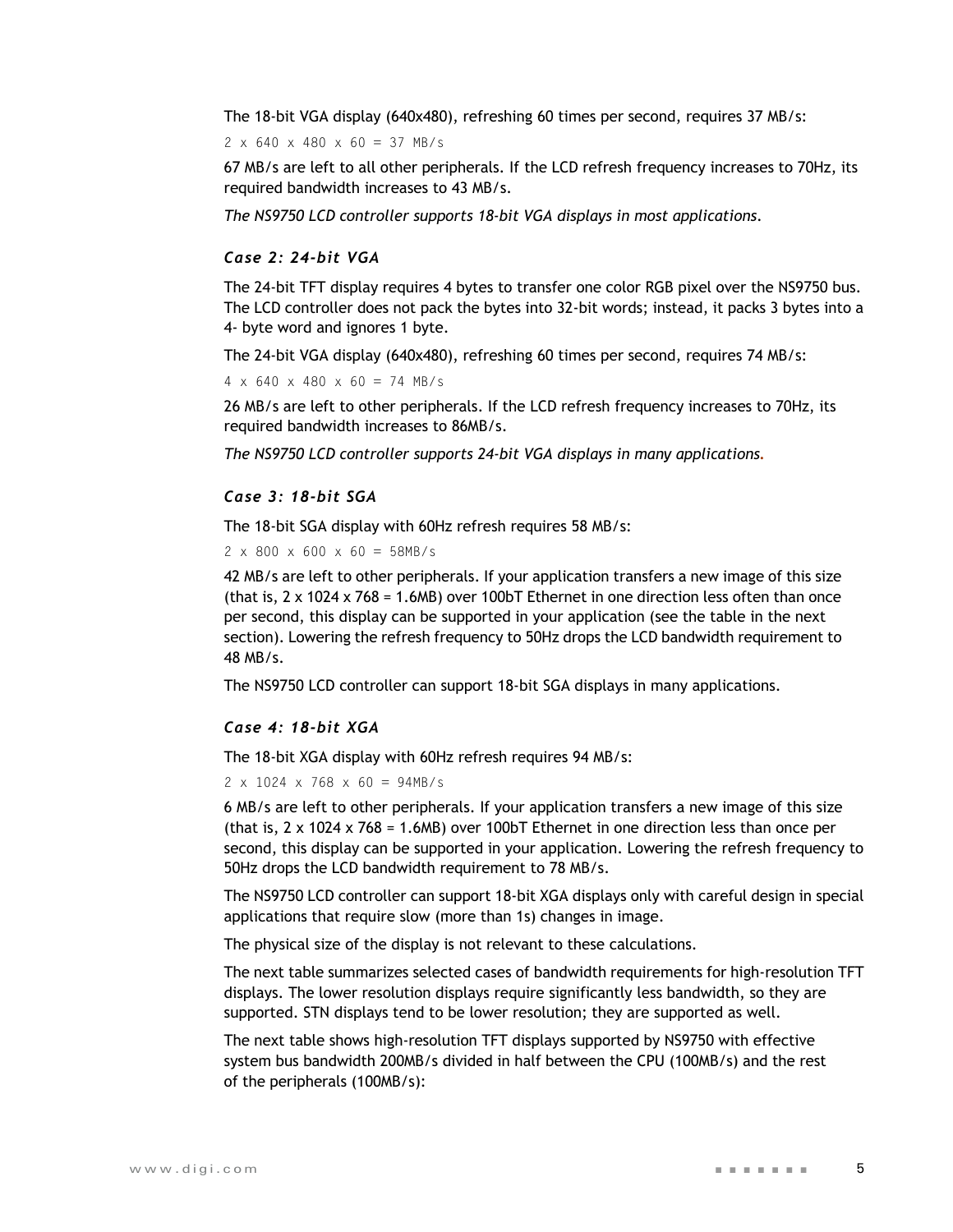The 18-bit VGA display (640x480), refreshing 60 times per second, requires 37 MB/s:

```
2 x 640 x 480 x 60 = 37 MB/s
```

67 MB/s are left to all other peripherals. If the LCD refresh frequency increases to 70Hz, its required bandwidth increases to 43 MB/s.

*The NS9750 LCD controller supports 18-bit VGA displays in most applications.*

### *Case 2: 24-bit VGA*

The 24-bit TFT display requires 4 bytes to transfer one color RGB pixel over the NS9750 bus. The LCD controller does not pack the bytes into 32-bit words; instead, it packs 3 bytes into a 4- byte word and ignores 1 byte.

The 24-bit VGA display (640x480), refreshing 60 times per second, requires 74 MB/s:

```
4 x 640 x 480 x 60 = 74 MB/s
```

26 MB/s are left to other peripherals. If the LCD refresh frequency increases to 70Hz, its required bandwidth increases to 86MB/s.

*The NS9750 LCD controller supports 24-bit VGA displays in many applications.*

### *Case 3: 18-bit SGA*

The 18-bit SGA display with 60Hz refresh requires 58 MB/s:

```
2 x 800 x 600 x 60 = 58MB/s
```

42 MB/s are left to other peripherals. If your application transfers a new image of this size (that is, 2 x 1024 x 768 = 1.6MB) over 100bT Ethernet in one direction less often than once per second, this display can be supported in your application (see the table in the next section). Lowering the refresh frequency to 50Hz drops the LCD bandwidth requirement to 48 MB/s.

The NS9750 LCD controller can support 18-bit SGA displays in many applications.

### *Case 4: 18-bit XGA*

The 18-bit XGA display with 60Hz refresh requires 94 MB/s:

```
2 x 1024 x 768 x 60 = 94MB/s
```

6 MB/s are left to other peripherals. If your application transfers a new image of this size (that is, 2 x 1024 x 768 = 1.6MB) over 100bT Ethernet in one direction less than once per second, this display can be supported in your application. Lowering the refresh frequency to 50Hz drops the LCD bandwidth requirement to 78 MB/s.

The NS9750 LCD controller can support 18-bit XGA displays only with careful design in special applications that require slow (more than 1s) changes in image.

The physical size of the display is not relevant to these calculations.

The next table summarizes selected cases of bandwidth requirements for high-resolution TFT displays. The lower resolution displays require significantly less bandwidth, so they are supported. STN displays tend to be lower resolution; they are supported as well.

The next table shows high-resolution TFT displays supported by NS9750 with effective system bus bandwidth 200MB/s divided in half between the CPU (100MB/s) and the rest of the peripherals (100MB/s):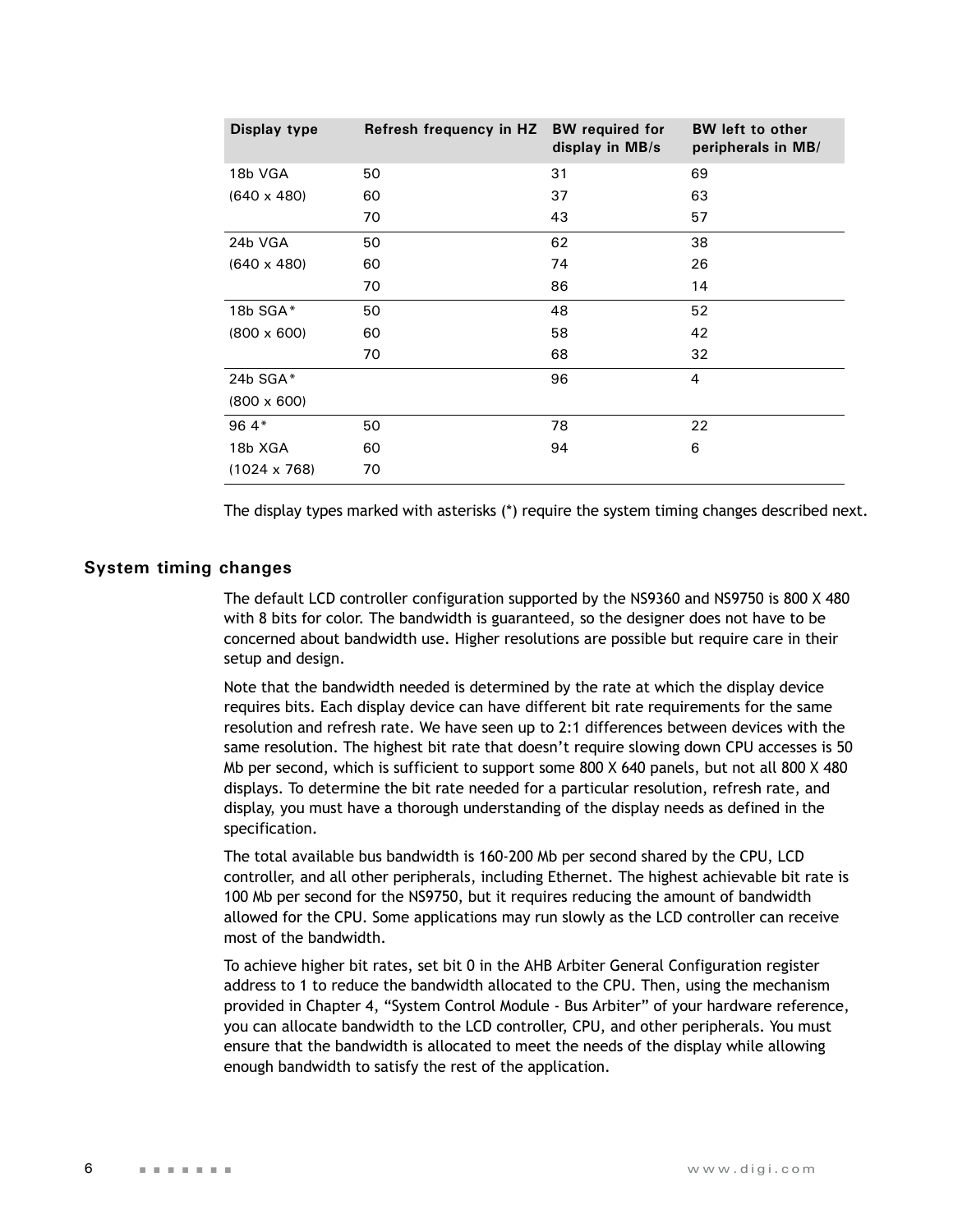| Display type | Refresh frequency in HZ | BW required for display in MB/s | BW left to other peripherals in MB/ |
|---|---|---|---|
| 18b VGA | 50 | 31 | 69 |
| (640 x 480) | 60 | 37 | 63 |
| | 70 | 43 | 57 |
| 24b VGA | 50 | 62 | 38 |
| (640 x 480) | 60 | 74 | 26 |
| | 70 | 86 | 14 |
| 18b SGA* | 50 | 48 | 52 |
| (800 x 600) | 60 | 58 | 42 |
| | 70 | 68 | 32 |
| 24b SGA* | | 96 | 4 |
| (800 x 600) | | | |
| 96 4* | 50 | 78 | 22 |
| 18b XGA | 60 | 94 | 6 |
| (1024 x 768) | 70 | | |

The display types marked with asterisks (*) require the system timing changes described next.

### System timing changes

The default LCD controller configuration supported by the NS9360 and NS9750 is 800 X 480 with 8 bits for color. The bandwidth is guaranteed, so the designer does not have to be concerned about bandwidth use. Higher resolutions are possible but require care in their setup and design.

Note that the bandwidth needed is determined by the rate at which the display device requires bits. Each display device can have different bit rate requirements for the same resolution and refresh rate. We have seen up to 2:1 differences between devices with the same resolution. The highest bit rate that doesn't require slowing down CPU accesses is 50 Mb per second, which is sufficient to support some 800 X 640 panels, but not all 800 X 480 displays. To determine the bit rate needed for a particular resolution, refresh rate, and display, you must have a thorough understanding of the display needs as defined in the specification.

The total available bus bandwidth is 160-200 Mb per second shared by the CPU, LCD controller, and all other peripherals, including Ethernet. The highest achievable bit rate is 100 Mb per second for the NS9750, but it requires reducing the amount of bandwidth allowed for the CPU. Some applications may run slowly as the LCD controller can receive most of the bandwidth.

To achieve higher bit rates, set bit 0 in the AHB Arbiter General Configuration register address to 1 to reduce the bandwidth allocated to the CPU. Then, using the mechanism provided in Chapter 4, "System Control Module - Bus Arbiter" of your hardware reference, you can allocate bandwidth to the LCD controller, CPU, and other peripherals. You must ensure that the bandwidth is allocated to meet the needs of the display while allowing enough bandwidth to satisfy the rest of the application.